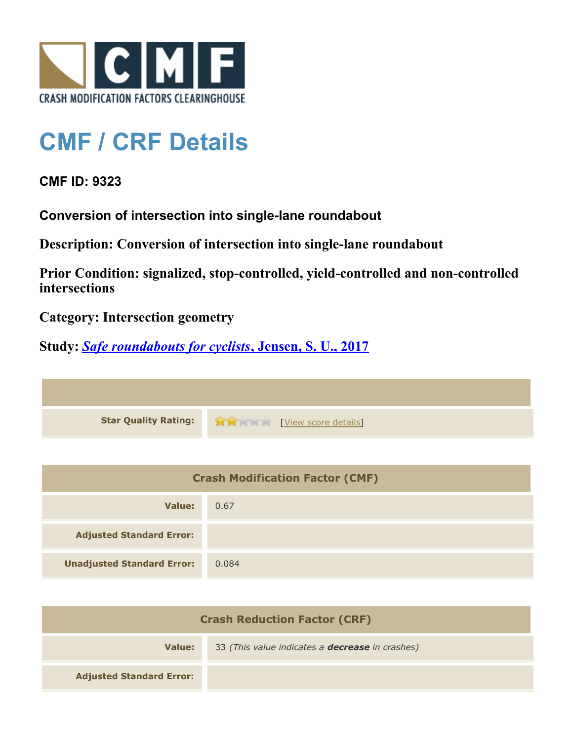CRASH MODIFICATION FACTORS CLEARINGHOUSE

# CMF / CRF Details

**CMF ID: 9323**

**Conversion of intersection into single-lane roundabout**

**Description: Conversion of intersection into single-lane roundabout**

**Prior Condition: signalized, stop-controlled, yield-controlled and non-controlled intersections**

**Category: Intersection geometry**

**Study: *Safe roundabouts for cyclists*, Jensen, S. U., 2017**

| | |
|---|---|
| **Star Quality Rating:** | [View score details] |

| Crash Modification Factor (CMF) | |
|---|---|
| **Value:** | 0.67 |
| **Adjusted Standard Error:** | |
| **Unadjusted Standard Error:** | 0.084 |

| Crash Reduction Factor (CRF) | |
|---|---|
| **Value:** | 33 *(This value indicates a **decrease** in crashes)* |
| **Adjusted Standard Error:** | |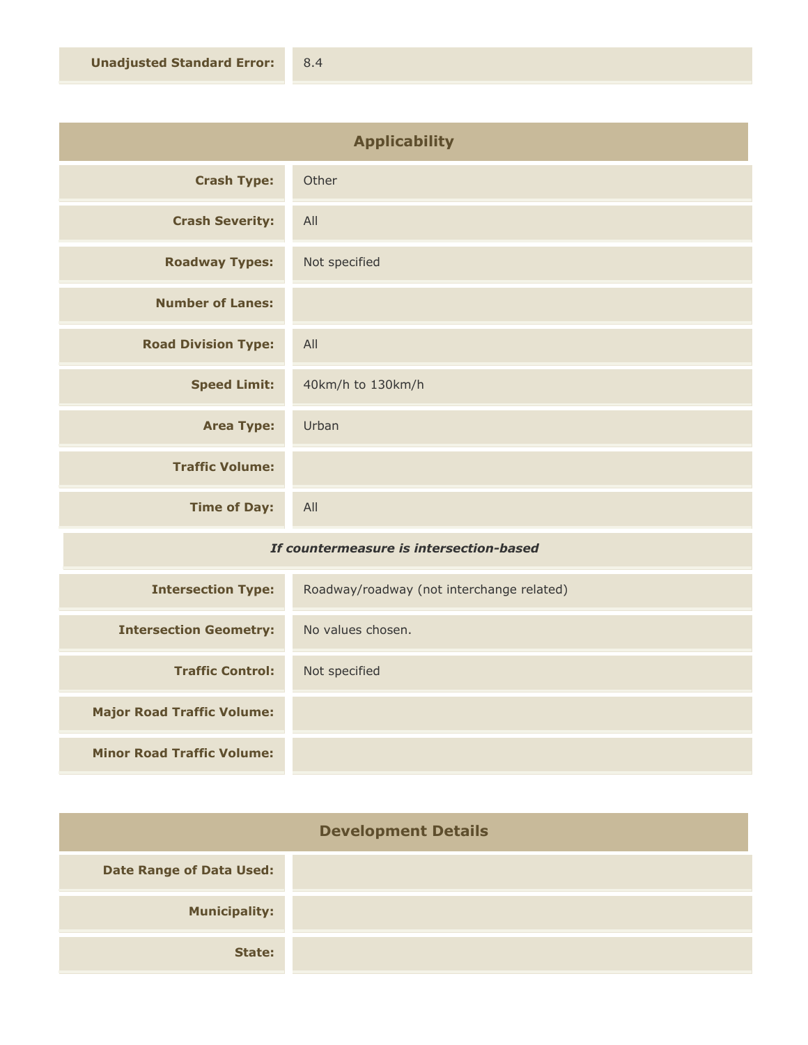| | |
|---|---|
| **Unadjusted Standard Error:** | 8.4 |

## Applicability

| | |
|---|---|
| **Crash Type:** | Other |
| **Crash Severity:** | All |
| **Roadway Types:** | Not specified |
| **Number of Lanes:** | |
| **Road Division Type:** | All |
| **Speed Limit:** | 40km/h to 130km/h |
| **Area Type:** | Urban |
| **Traffic Volume:** | |
| **Time of Day:** | All |

*If countermeasure is intersection-based*

| | |
|---|---|
| **Intersection Type:** | Roadway/roadway (not interchange related) |
| **Intersection Geometry:** | No values chosen. |
| **Traffic Control:** | Not specified |
| **Major Road Traffic Volume:** | |
| **Minor Road Traffic Volume:** | |

## Development Details

| | |
|---|---|
| **Date Range of Data Used:** | |
| **Municipality:** | |
| **State:** | |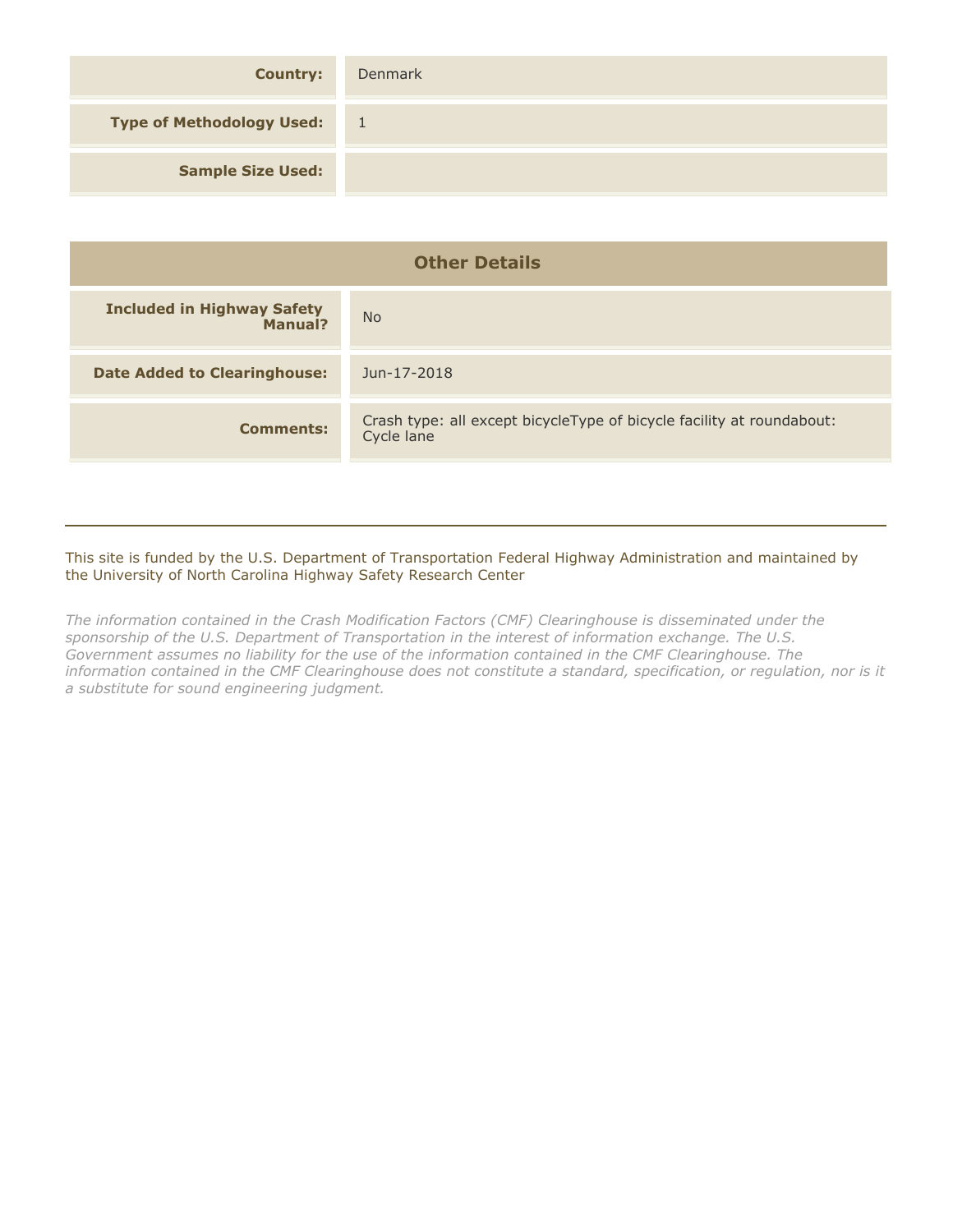| | |
|---|---|
| **Country:** | Denmark |
| **Type of Methodology Used:** | 1 |
| **Sample Size Used:** | |

## Other Details

| | |
|---|---|
| **Included in Highway Safety Manual?** | No |
| **Date Added to Clearinghouse:** | Jun-17-2018 |
| **Comments:** | Crash type: all except bicycleType of bicycle facility at roundabout: Cycle lane |

This site is funded by the U.S. Department of Transportation Federal Highway Administration and maintained by the University of North Carolina Highway Safety Research Center

*The information contained in the Crash Modification Factors (CMF) Clearinghouse is disseminated under the sponsorship of the U.S. Department of Transportation in the interest of information exchange. The U.S. Government assumes no liability for the use of the information contained in the CMF Clearinghouse. The information contained in the CMF Clearinghouse does not constitute a standard, specification, or regulation, nor is it a substitute for sound engineering judgment.*